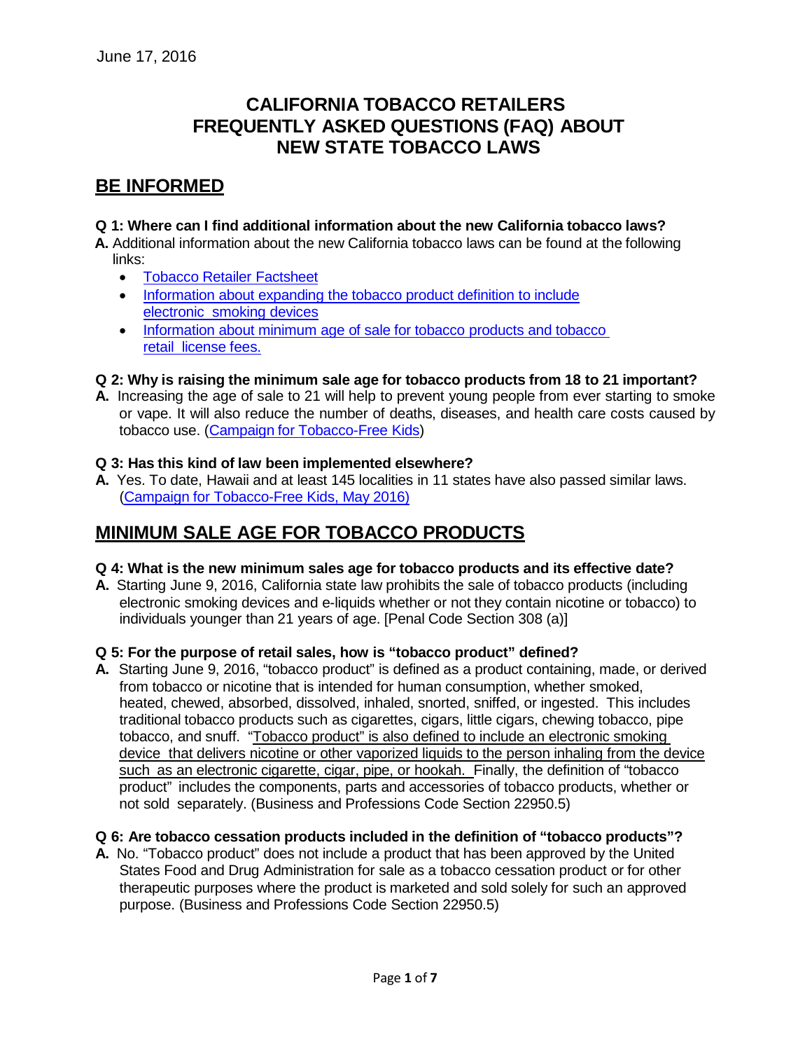June 17, 2016

# CALIFORNIA TOBACCO RETAILERS FREQUENTLY ASKED QUESTIONS (FAQ) ABOUT NEW STATE TOBACCO LAWS

## BE INFORMED

**Q 1: Where can I find additional information about the new California tobacco laws?**

**A.** Additional information about the new California tobacco laws can be found at the following links:

- Tobacco Retailer Factsheet
- Information about expanding the tobacco product definition to include electronic smoking devices
- Information about minimum age of sale for tobacco products and tobacco retail license fees.

**Q 2: Why is raising the minimum sale age for tobacco products from 18 to 21 important?**

**A.** Increasing the age of sale to 21 will help to prevent young people from ever starting to smoke or vape. It will also reduce the number of deaths, diseases, and health care costs caused by tobacco use. (Campaign for Tobacco-Free Kids)

**Q 3: Has this kind of law been implemented elsewhere?**

**A.** Yes. To date, Hawaii and at least 145 localities in 11 states have also passed similar laws. (Campaign for Tobacco-Free Kids, May 2016)

## MINIMUM SALE AGE FOR TOBACCO PRODUCTS

**Q 4: What is the new minimum sales age for tobacco products and its effective date?**

**A.** Starting June 9, 2016, California state law prohibits the sale of tobacco products (including electronic smoking devices and e-liquids whether or not they contain nicotine or tobacco) to individuals younger than 21 years of age. [Penal Code Section 308 (a)]

**Q 5: For the purpose of retail sales, how is "tobacco product" defined?**

**A.** Starting June 9, 2016, "tobacco product" is defined as a product containing, made, or derived from tobacco or nicotine that is intended for human consumption, whether smoked, heated, chewed, absorbed, dissolved, inhaled, snorted, sniffed, or ingested. This includes traditional tobacco products such as cigarettes, cigars, little cigars, chewing tobacco, pipe tobacco, and snuff. <u>"Tobacco product" is also defined to include an electronic smoking device that delivers nicotine or other vaporized liquids to the person inhaling from the device such as an electronic cigarette, cigar, pipe, or hookah.</u> Finally, the definition of "tobacco product" includes the components, parts and accessories of tobacco products, whether or not sold separately. (Business and Professions Code Section 22950.5)

**Q 6: Are tobacco cessation products included in the definition of "tobacco products"?**

**A.** No. "Tobacco product" does not include a product that has been approved by the United States Food and Drug Administration for sale as a tobacco cessation product or for other therapeutic purposes where the product is marketed and sold solely for such an approved purpose. (Business and Professions Code Section 22950.5)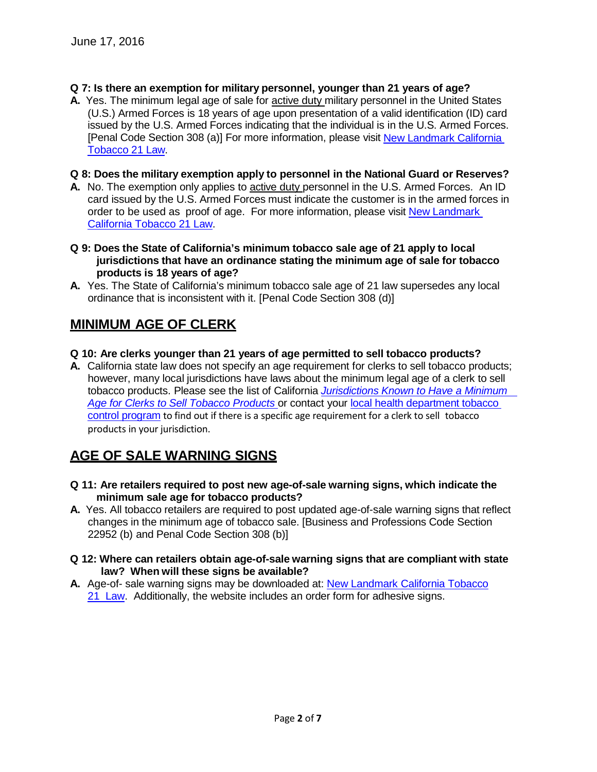June 17, 2016

**Q 7: Is there an exemption for military personnel, younger than 21 years of age?**

**A.** Yes. The minimum legal age of sale for active duty military personnel in the United States (U.S.) Armed Forces is 18 years of age upon presentation of a valid identification (ID) card issued by the U.S. Armed Forces indicating that the individual is in the U.S. Armed Forces. [Penal Code Section 308 (a)] For more information, please visit New Landmark California Tobacco 21 Law.

**Q 8: Does the military exemption apply to personnel in the National Guard or Reserves?**

**A.** No. The exemption only applies to active duty personnel in the U.S. Armed Forces. An ID card issued by the U.S. Armed Forces must indicate the customer is in the armed forces in order to be used as proof of age. For more information, please visit New Landmark California Tobacco 21 Law.

**Q 9: Does the State of California's minimum tobacco sale age of 21 apply to local jurisdictions that have an ordinance stating the minimum age of sale for tobacco products is 18 years of age?**

**A.** Yes. The State of California's minimum tobacco sale age of 21 law supersedes any local ordinance that is inconsistent with it. [Penal Code Section 308 (d)]

## MINIMUM AGE OF CLERK

**Q 10: Are clerks younger than 21 years of age permitted to sell tobacco products?**

**A.** California state law does not specify an age requirement for clerks to sell tobacco products; however, many local jurisdictions have laws about the minimum legal age of a clerk to sell tobacco products. Please see the list of California *Jurisdictions Known to Have a Minimum Age for Clerks to Sell Tobacco Products* or contact your local health department tobacco control program to find out if there is a specific age requirement for a clerk to sell tobacco products in your jurisdiction.

## AGE OF SALE WARNING SIGNS

**Q 11: Are retailers required to post new age-of-sale warning signs, which indicate the minimum sale age for tobacco products?**

**A.** Yes. All tobacco retailers are required to post updated age-of-sale warning signs that reflect changes in the minimum age of tobacco sale. [Business and Professions Code Section 22952 (b) and Penal Code Section 308 (b)]

**Q 12: Where can retailers obtain age-of-sale warning signs that are compliant with state law? When will these signs be available?**

**A.** Age-of- sale warning signs may be downloaded at: New Landmark California Tobacco 21 Law. Additionally, the website includes an order form for adhesive signs.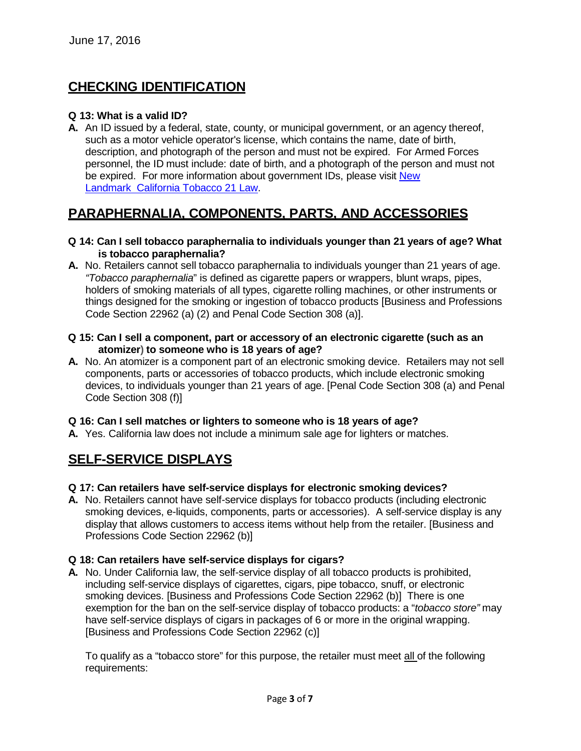June 17, 2016

## CHECKING IDENTIFICATION

**Q 13: What is a valid ID?**

**A.** An ID issued by a federal, state, county, or municipal government, or an agency thereof, such as a motor vehicle operator's license, which contains the name, date of birth, description, and photograph of the person and must not be expired. For Armed Forces personnel, the ID must include: date of birth, and a photograph of the person and must not be expired. For more information about government IDs, please visit New Landmark California Tobacco 21 Law.

## PARAPHERNALIA, COMPONENTS, PARTS, AND ACCESSORIES

**Q 14: Can I sell tobacco paraphernalia to individuals younger than 21 years of age? What is tobacco paraphernalia?**

**A.** No. Retailers cannot sell tobacco paraphernalia to individuals younger than 21 years of age. *"Tobacco paraphernalia*" is defined as cigarette papers or wrappers, blunt wraps, pipes, holders of smoking materials of all types, cigarette rolling machines, or other instruments or things designed for the smoking or ingestion of tobacco products [Business and Professions Code Section 22962 (a) (2) and Penal Code Section 308 (a)].

**Q 15: Can I sell a component, part or accessory of an electronic cigarette (such as an atomizer) to someone who is 18 years of age?**

**A.** No. An atomizer is a component part of an electronic smoking device. Retailers may not sell components, parts or accessories of tobacco products, which include electronic smoking devices, to individuals younger than 21 years of age. [Penal Code Section 308 (a) and Penal Code Section 308 (f)]

**Q 16: Can I sell matches or lighters to someone who is 18 years of age?**

**A.** Yes. California law does not include a minimum sale age for lighters or matches.

## SELF-SERVICE DISPLAYS

**Q 17: Can retailers have self-service displays for electronic smoking devices?**

**A.** No. Retailers cannot have self-service displays for tobacco products (including electronic smoking devices, e-liquids, components, parts or accessories). A self-service display is any display that allows customers to access items without help from the retailer. [Business and Professions Code Section 22962 (b)]

**Q 18: Can retailers have self-service displays for cigars?**

**A.** No. Under California law, the self-service display of all tobacco products is prohibited, including self-service displays of cigarettes, cigars, pipe tobacco, snuff, or electronic smoking devices. [Business and Professions Code Section 22962 (b)] There is one exemption for the ban on the self-service display of tobacco products: a "*tobacco store"* may have self-service displays of cigars in packages of 6 or more in the original wrapping. [Business and Professions Code Section 22962 (c)]

To qualify as a "tobacco store" for this purpose, the retailer must meet all of the following requirements: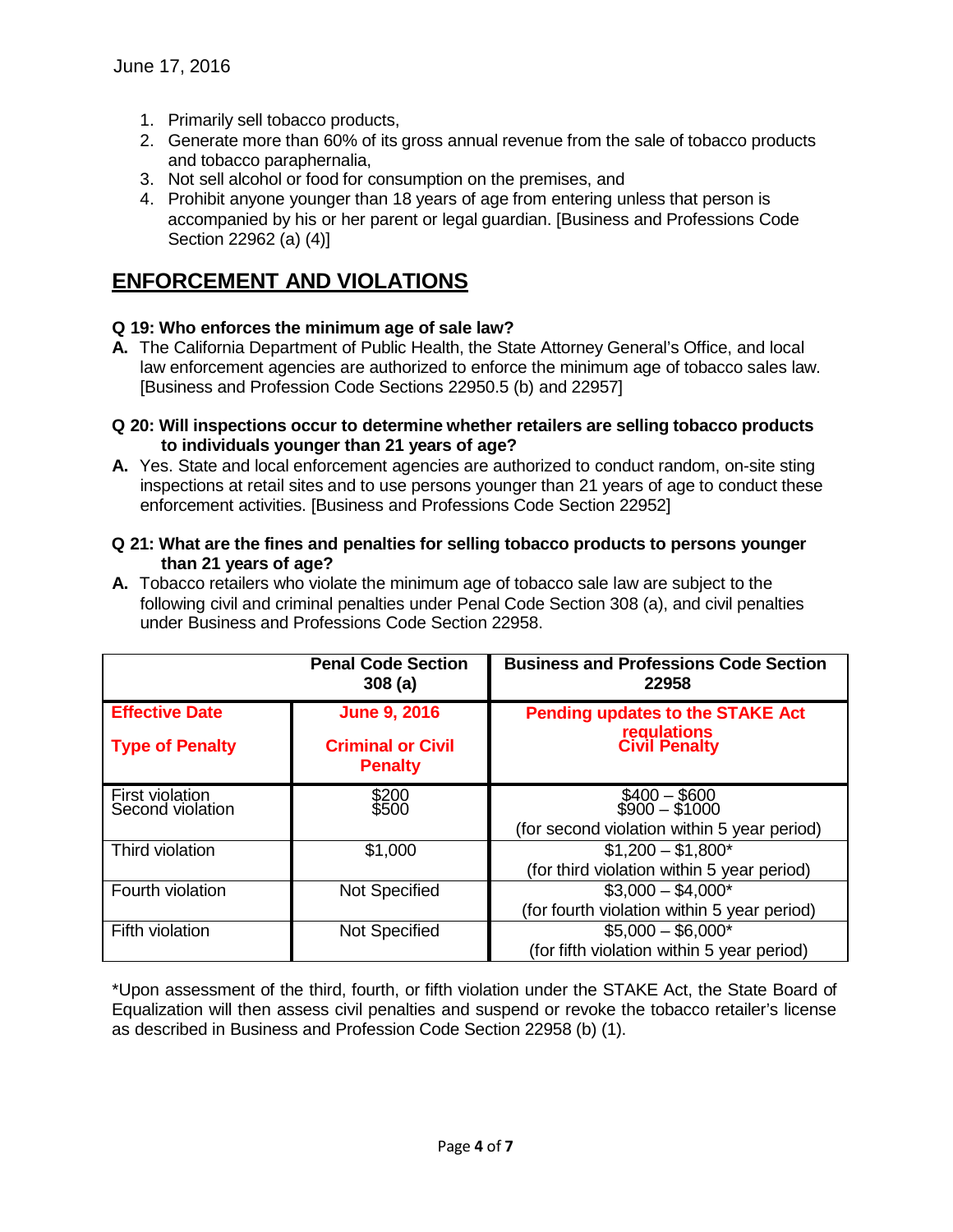June 17, 2016

1. Primarily sell tobacco products,
2. Generate more than 60% of its gross annual revenue from the sale of tobacco products and tobacco paraphernalia,
3. Not sell alcohol or food for consumption on the premises, and
4. Prohibit anyone younger than 18 years of age from entering unless that person is accompanied by his or her parent or legal guardian. [Business and Professions Code Section 22962 (a) (4)]

## ENFORCEMENT AND VIOLATIONS

**Q 19: Who enforces the minimum age of sale law?**

**A.** The California Department of Public Health, the State Attorney General's Office, and local law enforcement agencies are authorized to enforce the minimum age of tobacco sales law. [Business and Profession Code Sections 22950.5 (b) and 22957]

**Q 20: Will inspections occur to determine whether retailers are selling tobacco products to individuals younger than 21 years of age?**

**A.** Yes. State and local enforcement agencies are authorized to conduct random, on-site sting inspections at retail sites and to use persons younger than 21 years of age to conduct these enforcement activities. [Business and Professions Code Section 22952]

**Q 21: What are the fines and penalties for selling tobacco products to persons younger than 21 years of age?**

**A.** Tobacco retailers who violate the minimum age of tobacco sale law are subject to the following civil and criminal penalties under Penal Code Section 308 (a), and civil penalties under Business and Professions Code Section 22958.

| | Penal Code Section 308 (a) | Business and Professions Code Section 22958 |
|---|---|---|
| **Effective Date**<br>**Type of Penalty** | **June 9, 2016**<br>**Criminal or Civil Penalty** | **Pending updates to the STAKE Act regulations**<br>**Civil Penalty** |
| First violation<br>Second violation | \$200<br>\$500 | \$400 – \$600<br>\$900 – \$1000<br>(for second violation within 5 year period) |
| Third violation | \$1,000 | \$1,200 – \$1,800*<br>(for third violation within 5 year period) |
| Fourth violation | Not Specified | \$3,000 – \$4,000*<br>(for fourth violation within 5 year period) |
| Fifth violation | Not Specified | \$5,000 – \$6,000*<br>(for fifth violation within 5 year period) |

*Upon assessment of the third, fourth, or fifth violation under the STAKE Act, the State Board of Equalization will then assess civil penalties and suspend or revoke the tobacco retailer's license as described in Business and Profession Code Section 22958 (b) (1).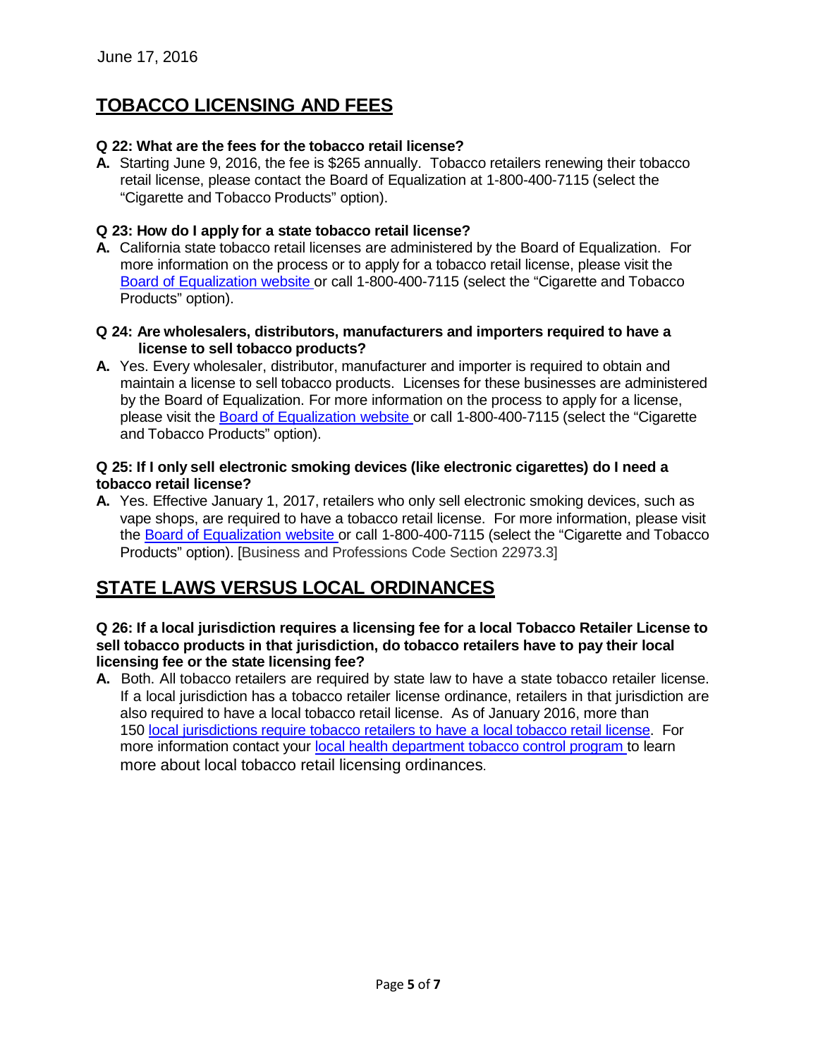June 17, 2016

## TOBACCO LICENSING AND FEES

**Q 22: What are the fees for the tobacco retail license?**

**A.** Starting June 9, 2016, the fee is $265 annually. Tobacco retailers renewing their tobacco retail license, please contact the Board of Equalization at 1-800-400-7115 (select the "Cigarette and Tobacco Products" option).

**Q 23: How do I apply for a state tobacco retail license?**

**A.** California state tobacco retail licenses are administered by the Board of Equalization. For more information on the process or to apply for a tobacco retail license, please visit the Board of Equalization website or call 1-800-400-7115 (select the "Cigarette and Tobacco Products" option).

**Q 24: Are wholesalers, distributors, manufacturers and importers required to have a license to sell tobacco products?**

**A.** Yes. Every wholesaler, distributor, manufacturer and importer is required to obtain and maintain a license to sell tobacco products. Licenses for these businesses are administered by the Board of Equalization. For more information on the process to apply for a license, please visit the Board of Equalization website or call 1-800-400-7115 (select the "Cigarette and Tobacco Products" option).

**Q 25: If I only sell electronic smoking devices (like electronic cigarettes) do I need a tobacco retail license?**

**A.** Yes. Effective January 1, 2017, retailers who only sell electronic smoking devices, such as vape shops, are required to have a tobacco retail license. For more information, please visit the Board of Equalization website or call 1-800-400-7115 (select the "Cigarette and Tobacco Products" option). [Business and Professions Code Section 22973.3]

## STATE LAWS VERSUS LOCAL ORDINANCES

**Q 26: If a local jurisdiction requires a licensing fee for a local Tobacco Retailer License to sell tobacco products in that jurisdiction, do tobacco retailers have to pay their local licensing fee or the state licensing fee?**

**A.** Both. All tobacco retailers are required by state law to have a state tobacco retailer license. If a local jurisdiction has a tobacco retailer license ordinance, retailers in that jurisdiction are also required to have a local tobacco retail license. As of January 2016, more than 150 local jurisdictions require tobacco retailers to have a local tobacco retail license. For more information contact your local health department tobacco control program to learn more about local tobacco retail licensing ordinances.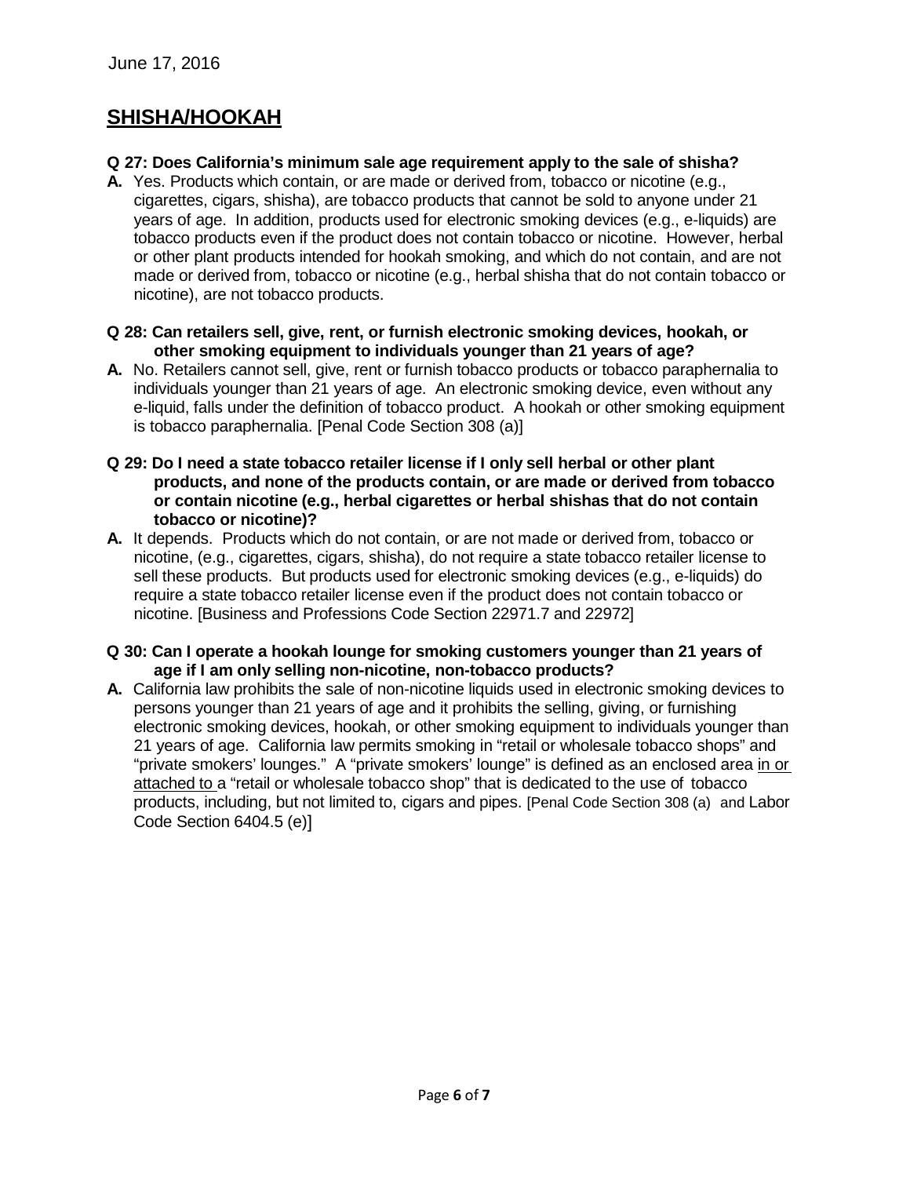June 17, 2016

## SHISHA/HOOKAH

**Q 27: Does California's minimum sale age requirement apply to the sale of shisha?**

**A.** Yes. Products which contain, or are made or derived from, tobacco or nicotine (e.g., cigarettes, cigars, shisha), are tobacco products that cannot be sold to anyone under 21 years of age. In addition, products used for electronic smoking devices (e.g., e-liquids) are tobacco products even if the product does not contain tobacco or nicotine. However, herbal or other plant products intended for hookah smoking, and which do not contain, and are not made or derived from, tobacco or nicotine (e.g., herbal shisha that do not contain tobacco or nicotine), are not tobacco products.

**Q 28: Can retailers sell, give, rent, or furnish electronic smoking devices, hookah, or other smoking equipment to individuals younger than 21 years of age?**

**A.** No. Retailers cannot sell, give, rent or furnish tobacco products or tobacco paraphernalia to individuals younger than 21 years of age. An electronic smoking device, even without any e-liquid, falls under the definition of tobacco product. A hookah or other smoking equipment is tobacco paraphernalia. [Penal Code Section 308 (a)]

**Q 29: Do I need a state tobacco retailer license if I only sell herbal or other plant products, and none of the products contain, or are made or derived from tobacco or contain nicotine (e.g., herbal cigarettes or herbal shishas that do not contain tobacco or nicotine)?**

**A.** It depends. Products which do not contain, or are not made or derived from, tobacco or nicotine, (e.g., cigarettes, cigars, shisha), do not require a state tobacco retailer license to sell these products. But products used for electronic smoking devices (e.g., e-liquids) do require a state tobacco retailer license even if the product does not contain tobacco or nicotine. [Business and Professions Code Section 22971.7 and 22972]

**Q 30: Can I operate a hookah lounge for smoking customers younger than 21 years of age if I am only selling non-nicotine, non-tobacco products?**

**A.** California law prohibits the sale of non-nicotine liquids used in electronic smoking devices to persons younger than 21 years of age and it prohibits the selling, giving, or furnishing electronic smoking devices, hookah, or other smoking equipment to individuals younger than 21 years of age. California law permits smoking in "retail or wholesale tobacco shops" and "private smokers' lounges." A "private smokers' lounge" is defined as an enclosed area <u>in or attached to</u> a "retail or wholesale tobacco shop" that is dedicated to the use of tobacco products, including, but not limited to, cigars and pipes. [Penal Code Section 308 (a) and Labor Code Section 6404.5 (e)]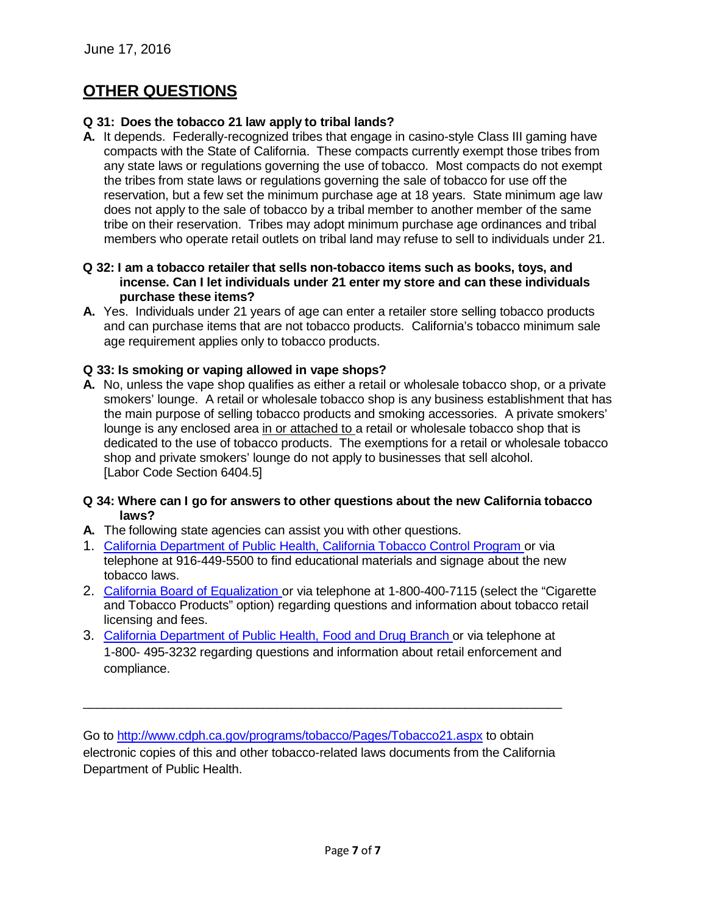June 17, 2016

## OTHER QUESTIONS

**Q 31: Does the tobacco 21 law apply to tribal lands?**

**A.** It depends. Federally-recognized tribes that engage in casino-style Class III gaming have compacts with the State of California. These compacts currently exempt those tribes from any state laws or regulations governing the use of tobacco. Most compacts do not exempt the tribes from state laws or regulations governing the sale of tobacco for use off the reservation, but a few set the minimum purchase age at 18 years. State minimum age law does not apply to the sale of tobacco by a tribal member to another member of the same tribe on their reservation. Tribes may adopt minimum purchase age ordinances and tribal members who operate retail outlets on tribal land may refuse to sell to individuals under 21.

**Q 32: I am a tobacco retailer that sells non-tobacco items such as books, toys, and incense. Can I let individuals under 21 enter my store and can these individuals purchase these items?**

**A.** Yes. Individuals under 21 years of age can enter a retailer store selling tobacco products and can purchase items that are not tobacco products. California's tobacco minimum sale age requirement applies only to tobacco products.

**Q 33: Is smoking or vaping allowed in vape shops?**

**A.** No, unless the vape shop qualifies as either a retail or wholesale tobacco shop, or a private smokers' lounge. A retail or wholesale tobacco shop is any business establishment that has the main purpose of selling tobacco products and smoking accessories. A private smokers' lounge is any enclosed area in or attached to a retail or wholesale tobacco shop that is dedicated to the use of tobacco products. The exemptions for a retail or wholesale tobacco shop and private smokers' lounge do not apply to businesses that sell alcohol.
[Labor Code Section 6404.5]

**Q 34: Where can I go for answers to other questions about the new California tobacco laws?**

**A.** The following state agencies can assist you with other questions.

1. California Department of Public Health, California Tobacco Control Program or via telephone at 916-449-5500 to find educational materials and signage about the new tobacco laws.
2. California Board of Equalization or via telephone at 1-800-400-7115 (select the "Cigarette and Tobacco Products" option) regarding questions and information about tobacco retail licensing and fees.
3. California Department of Public Health, Food and Drug Branch or via telephone at 1-800- 495-3232 regarding questions and information about retail enforcement and compliance.

---

Go to http://www.cdph.ca.gov/programs/tobacco/Pages/Tobacco21.aspx to obtain electronic copies of this and other tobacco-related laws documents from the California Department of Public Health.